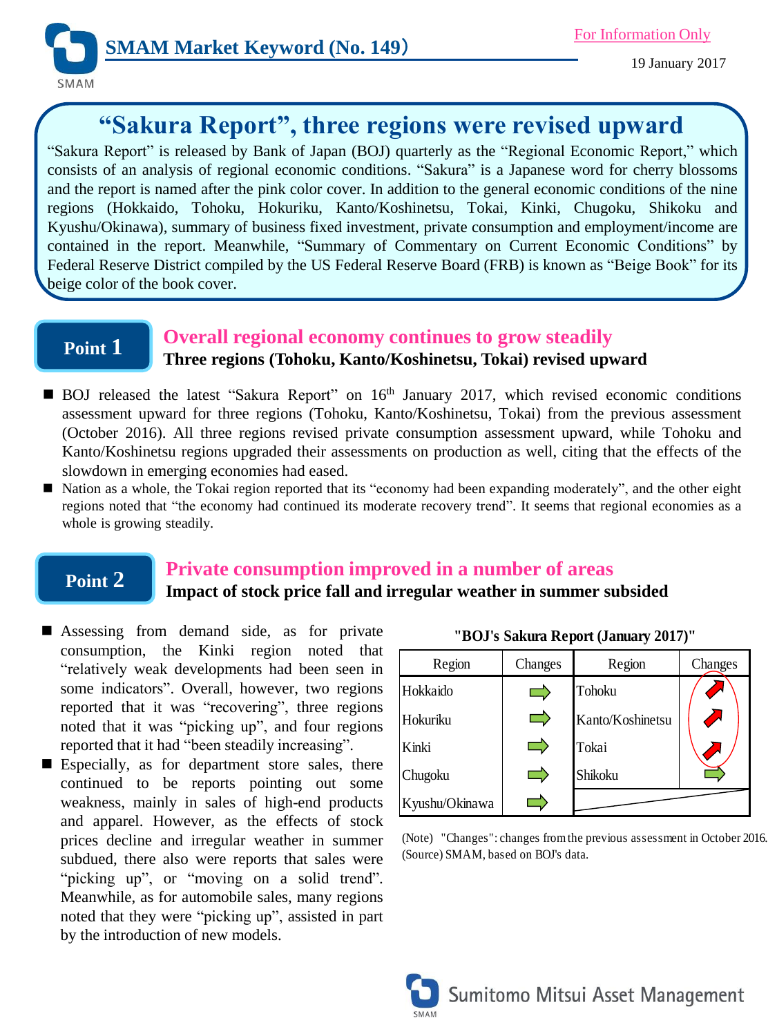# SMAM Market Keyword (No. 149)

For Information Only

19 January 2017

## "Sakura Report", three regions were revised upward

"Sakura Report" is released by Bank of Japan (BOJ) quarterly as the "Regional Economic Report," which consists of an analysis of regional economic conditions. "Sakura" is a Japanese word for cherry blossoms and the report is named after the pink color cover. In addition to the general economic conditions of the nine regions (Hokkaido, Tohoku, Hokuriku, Kanto/Koshinetsu, Tokai, Kinki, Chugoku, Shikoku and Kyushu/Okinawa), summary of business fixed investment, private consumption and employment/income are contained in the report. Meanwhile, "Summary of Commentary on Current Economic Conditions" by Federal Reserve District compiled by the US Federal Reserve Board (FRB) is known as "Beige Book" for its beige color of the book cover.

## Point 1

### Overall regional economy continues to grow steadily

**Three regions (Tohoku, Kanto/Koshinetsu, Tokai) revised upward**

- BOJ released the latest "Sakura Report" on 16th January 2017, which revised economic conditions assessment upward for three regions (Tohoku, Kanto/Koshinetsu, Tokai) from the previous assessment (October 2016). All three regions revised private consumption assessment upward, while Tohoku and Kanto/Koshinetsu regions upgraded their assessments on production as well, citing that the effects of the slowdown in emerging economies had eased.
- Nation as a whole, the Tokai region reported that its "economy had been expanding moderately", and the other eight regions noted that "the economy had continued its moderate recovery trend". It seems that regional economies as a whole is growing steadily.

## Point 2

### Private consumption improved in a number of areas

**Impact of stock price fall and irregular weather in summer subsided**

- Assessing from demand side, as for private consumption, the Kinki region noted that "relatively weak developments had been seen in some indicators". Overall, however, two regions reported that it was "recovering", three regions noted that it was "picking up", and four regions reported that it had "been steadily increasing".
- Especially, as for department store sales, there continued to be reports pointing out some weakness, mainly in sales of high-end products and apparel. However, as the effects of stock prices decline and irregular weather in summer subdued, there also were reports that sales were "picking up", or "moving on a solid trend". Meanwhile, as for automobile sales, many regions noted that they were "picking up", assisted in part by the introduction of new models.

**"BOJ's Sakura Report (January 2017)"**

| Region | Changes | Region | Changes |
|---|---|---|---|
| Hokkaido | → | Tohoku | ↗ |
| Hokuriku | → | Kanto/Koshinetsu | ↗ |
| Kinki | → | Tokai | ↗ |
| Chugoku | → | Shikoku | → |
| Kyushu/Okinawa | → | | |

(Note) "Changes": changes from the previous assessment in October 2016.
(Source) SMAM, based on BOJ's data.

Sumitomo Mitsui Asset Management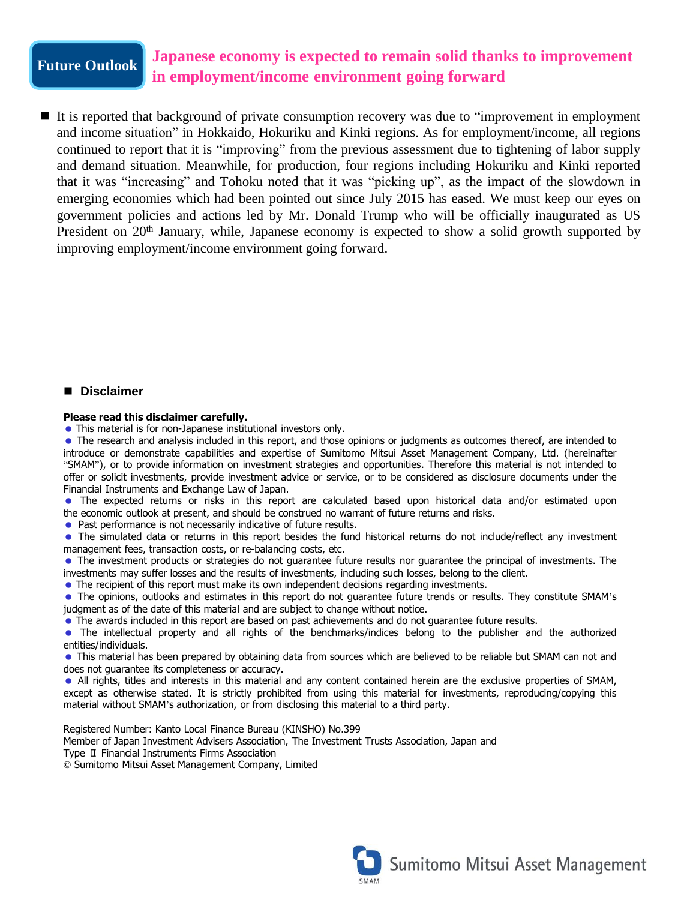## Future Outlook

## Japanese economy is expected to remain solid thanks to improvement in employment/income environment going forward

- It is reported that background of private consumption recovery was due to "improvement in employment and income situation" in Hokkaido, Hokuriku and Kinki regions. As for employment/income, all regions continued to report that it is "improving" from the previous assessment due to tightening of labor supply and demand situation. Meanwhile, for production, four regions including Hokuriku and Kinki reported that it was "increasing" and Tohoku noted that it was "picking up", as the impact of the slowdown in emerging economies which had been pointed out since July 2015 has eased. We must keep our eyes on government policies and actions led by Mr. Donald Trump who will be officially inaugurated as US President on 20th January, while, Japanese economy is expected to show a solid growth supported by improving employment/income environment going forward.

### Disclaimer

**Please read this disclaimer carefully.**

- This material is for non-Japanese institutional investors only.
- The research and analysis included in this report, and those opinions or judgments as outcomes thereof, are intended to introduce or demonstrate capabilities and expertise of Sumitomo Mitsui Asset Management Company, Ltd. (hereinafter "SMAM"), or to provide information on investment strategies and opportunities. Therefore this material is not intended to offer or solicit investments, provide investment advice or service, or to be considered as disclosure documents under the Financial Instruments and Exchange Law of Japan.
- The expected returns or risks in this report are calculated based upon historical data and/or estimated upon the economic outlook at present, and should be construed no warrant of future returns and risks.
- Past performance is not necessarily indicative of future results.
- The simulated data or returns in this report besides the fund historical returns do not include/reflect any investment management fees, transaction costs, or re-balancing costs, etc.
- The investment products or strategies do not guarantee future results nor guarantee the principal of investments. The investments may suffer losses and the results of investments, including such losses, belong to the client.
- The recipient of this report must make its own independent decisions regarding investments.
- The opinions, outlooks and estimates in this report do not guarantee future trends or results. They constitute SMAM's judgment as of the date of this material and are subject to change without notice.
- The awards included in this report are based on past achievements and do not guarantee future results.
- The intellectual property and all rights of the benchmarks/indices belong to the publisher and the authorized entities/individuals.
- This material has been prepared by obtaining data from sources which are believed to be reliable but SMAM can not and does not guarantee its completeness or accuracy.
- All rights, titles and interests in this material and any content contained herein are the exclusive properties of SMAM, except as otherwise stated. It is strictly prohibited from using this material for investments, reproducing/copying this material without SMAM's authorization, or from disclosing this material to a third party.

Registered Number: Kanto Local Finance Bureau (KINSHO) No.399
Member of Japan Investment Advisers Association, The Investment Trusts Association, Japan and
Type Ⅱ Financial Instruments Firms Association
© Sumitomo Mitsui Asset Management Company, Limited

Sumitomo Mitsui Asset Management